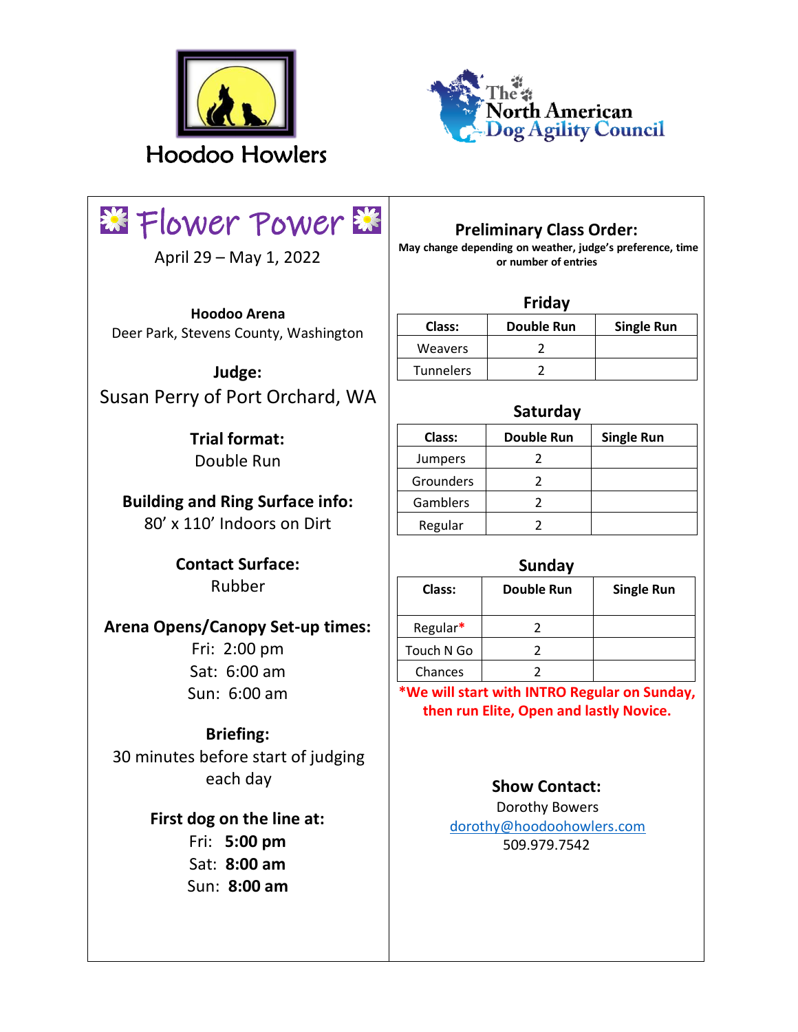Hoodoo Howlers

The North American Dog Agility Council

# Flower Power

April 29 – May 1, 2022

**Hoodoo Arena**
Deer Park, Stevens County, Washington

**Judge:**
Susan Perry of Port Orchard, WA

**Trial format:**
Double Run

**Building and Ring Surface info:**
80' x 110' Indoors on Dirt

**Contact Surface:**
Rubber

**Arena Opens/Canopy Set-up times:**
Fri: 2:00 pm
Sat: 6:00 am
Sun: 6:00 am

**Briefing:**
30 minutes before start of judging each day

**First dog on the line at:**
Fri: **5:00 pm**
Sat: **8:00 am**
Sun: **8:00 am**

## Preliminary Class Order:

**May change depending on weather, judge's preference, time or number of entries**

### Friday

| Class: | Double Run | Single Run |
|---|---|---|
| Weavers | 2 | |
| Tunnelers | 2 | |

### Saturday

| Class: | Double Run | Single Run |
|---|---|---|
| Jumpers | 2 | |
| Grounders | 2 | |
| Gamblers | 2 | |
| Regular | 2 | |

### Sunday

| Class: | Double Run | Single Run |
|---|---|---|
| Regular* | 2 | |
| Touch N Go | 2 | |
| Chances | 2 | |

**\*We will start with INTRO Regular on Sunday, then run Elite, Open and lastly Novice.**

**Show Contact:**
Dorothy Bowers
dorothy@hoodoohowlers.com
509.979.7542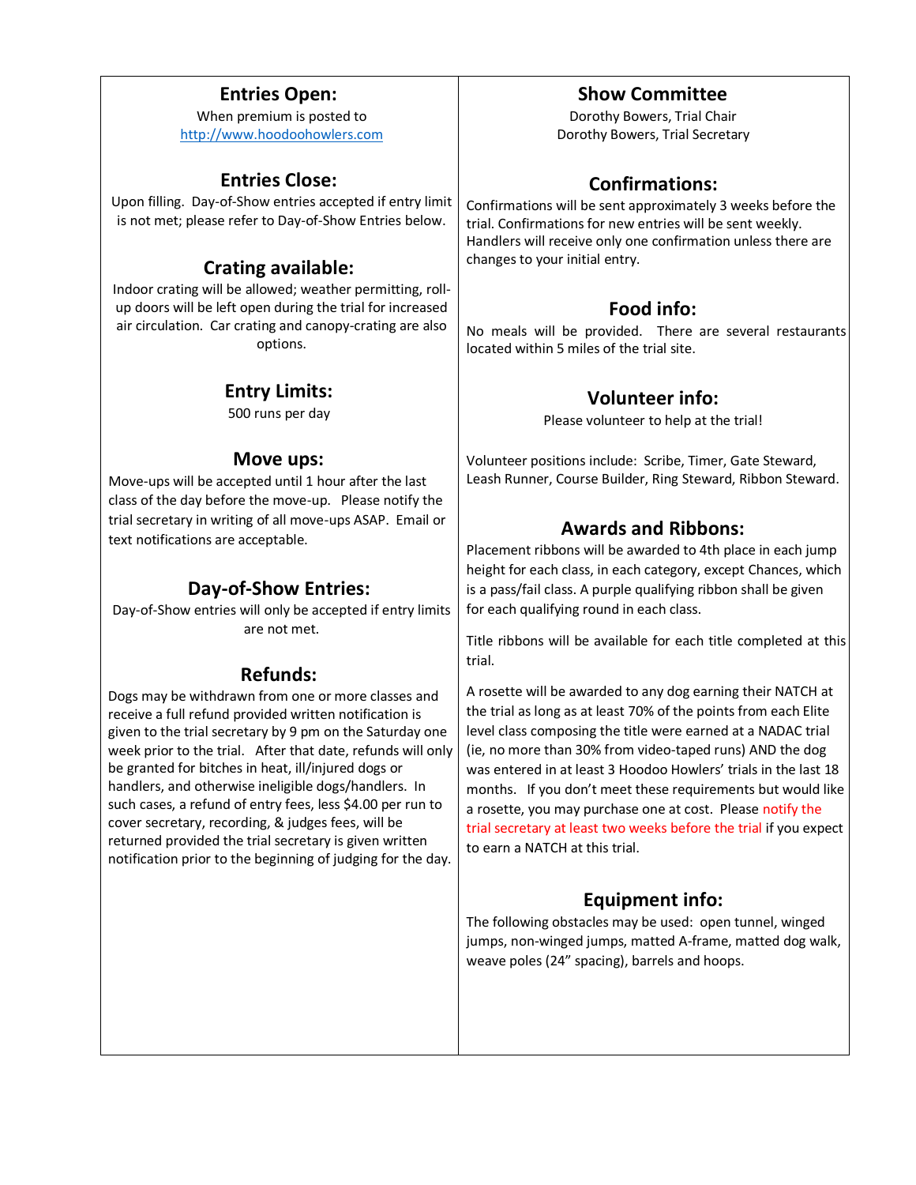## Entries Open:

When premium is posted to
http://www.hoodoohowlers.com

## Entries Close:

Upon filling. Day-of-Show entries accepted if entry limit is not met; please refer to Day-of-Show Entries below.

## Crating available:

Indoor crating will be allowed; weather permitting, roll-up doors will be left open during the trial for increased air circulation. Car crating and canopy-crating are also options.

## Entry Limits:

500 runs per day

## Move ups:

Move-ups will be accepted until 1 hour after the last class of the day before the move-up. Please notify the trial secretary in writing of all move-ups ASAP. Email or text notifications are acceptable.

## Day-of-Show Entries:

Day-of-Show entries will only be accepted if entry limits are not met.

## Refunds:

Dogs may be withdrawn from one or more classes and receive a full refund provided written notification is given to the trial secretary by 9 pm on the Saturday one week prior to the trial. After that date, refunds will only be granted for bitches in heat, ill/injured dogs or handlers, and otherwise ineligible dogs/handlers. In such cases, a refund of entry fees, less $4.00 per run to cover secretary, recording, & judges fees, will be returned provided the trial secretary is given written notification prior to the beginning of judging for the day.

## Show Committee

Dorothy Bowers, Trial Chair
Dorothy Bowers, Trial Secretary

## Confirmations:

Confirmations will be sent approximately 3 weeks before the trial. Confirmations for new entries will be sent weekly. Handlers will receive only one confirmation unless there are changes to your initial entry.

## Food info:

No meals will be provided. There are several restaurants located within 5 miles of the trial site.

## Volunteer info:

Please volunteer to help at the trial!

Volunteer positions include: Scribe, Timer, Gate Steward, Leash Runner, Course Builder, Ring Steward, Ribbon Steward.

## Awards and Ribbons:

Placement ribbons will be awarded to 4th place in each jump height for each class, in each category, except Chances, which is a pass/fail class. A purple qualifying ribbon shall be given for each qualifying round in each class.

Title ribbons will be available for each title completed at this trial.

A rosette will be awarded to any dog earning their NATCH at the trial as long as at least 70% of the points from each Elite level class composing the title were earned at a NADAC trial (ie, no more than 30% from video-taped runs) AND the dog was entered in at least 3 Hoodoo Howlers' trials in the last 18 months. If you don't meet these requirements but would like a rosette, you may purchase one at cost. Please notify the trial secretary at least two weeks before the trial if you expect to earn a NATCH at this trial.

## Equipment info:

The following obstacles may be used: open tunnel, winged jumps, non-winged jumps, matted A-frame, matted dog walk, weave poles (24" spacing), barrels and hoops.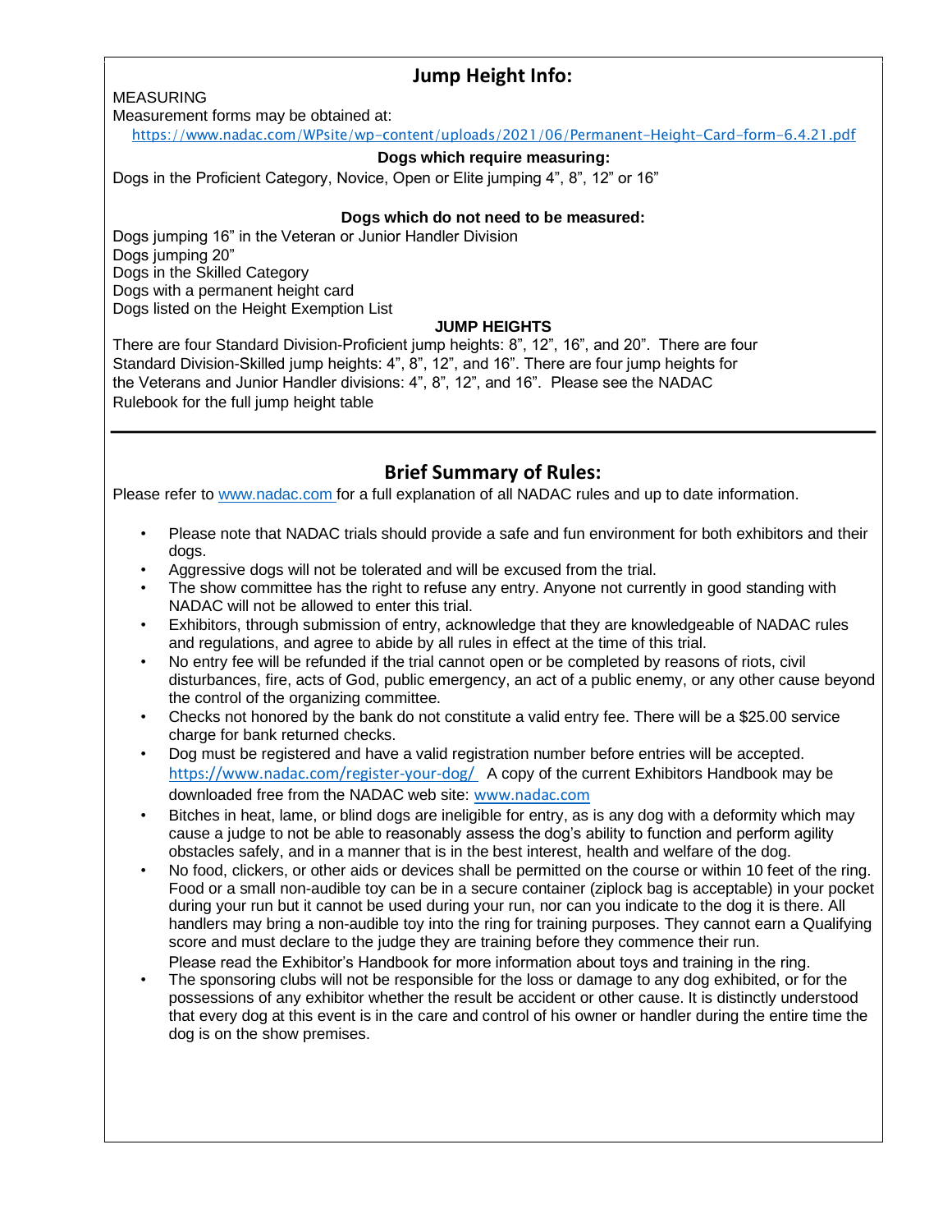## Jump Height Info:

MEASURING

Measurement forms may be obtained at:

https://www.nadac.com/WPsite/wp-content/uploads/2021/06/Permanent-Height-Card-form-6.4.21.pdf

**Dogs which require measuring:**

Dogs in the Proficient Category, Novice, Open or Elite jumping 4", 8", 12" or 16"

**Dogs which do not need to be measured:**

Dogs jumping 16" in the Veteran or Junior Handler Division
Dogs jumping 20"
Dogs in the Skilled Category
Dogs with a permanent height card
Dogs listed on the Height Exemption List

**JUMP HEIGHTS**

There are four Standard Division-Proficient jump heights: 8", 12", 16", and 20". There are four Standard Division-Skilled jump heights: 4", 8", 12", and 16". There are four jump heights for the Veterans and Junior Handler divisions: 4", 8", 12", and 16". Please see the NADAC Rulebook for the full jump height table

---

## Brief Summary of Rules:

Please refer to www.nadac.com for a full explanation of all NADAC rules and up to date information.

- Please note that NADAC trials should provide a safe and fun environment for both exhibitors and their dogs.
- Aggressive dogs will not be tolerated and will be excused from the trial.
- The show committee has the right to refuse any entry. Anyone not currently in good standing with NADAC will not be allowed to enter this trial.
- Exhibitors, through submission of entry, acknowledge that they are knowledgeable of NADAC rules and regulations, and agree to abide by all rules in effect at the time of this trial.
- No entry fee will be refunded if the trial cannot open or be completed by reasons of riots, civil disturbances, fire, acts of God, public emergency, an act of a public enemy, or any other cause beyond the control of the organizing committee.
- Checks not honored by the bank do not constitute a valid entry fee. There will be a $25.00 service charge for bank returned checks.
- Dog must be registered and have a valid registration number before entries will be accepted. https://www.nadac.com/register-your-dog/ A copy of the current Exhibitors Handbook may be downloaded free from the NADAC web site: www.nadac.com
- Bitches in heat, lame, or blind dogs are ineligible for entry, as is any dog with a deformity which may cause a judge to not be able to reasonably assess the dog's ability to function and perform agility obstacles safely, and in a manner that is in the best interest, health and welfare of the dog.
- No food, clickers, or other aids or devices shall be permitted on the course or within 10 feet of the ring. Food or a small non-audible toy can be in a secure container (ziplock bag is acceptable) in your pocket during your run but it cannot be used during your run, nor can you indicate to the dog it is there. All handlers may bring a non-audible toy into the ring for training purposes. They cannot earn a Qualifying score and must declare to the judge they are training before they commence their run.
  Please read the Exhibitor's Handbook for more information about toys and training in the ring.
- The sponsoring clubs will not be responsible for the loss or damage to any dog exhibited, or for the possessions of any exhibitor whether the result be accident or other cause. It is distinctly understood that every dog at this event is in the care and control of his owner or handler during the entire time the dog is on the show premises.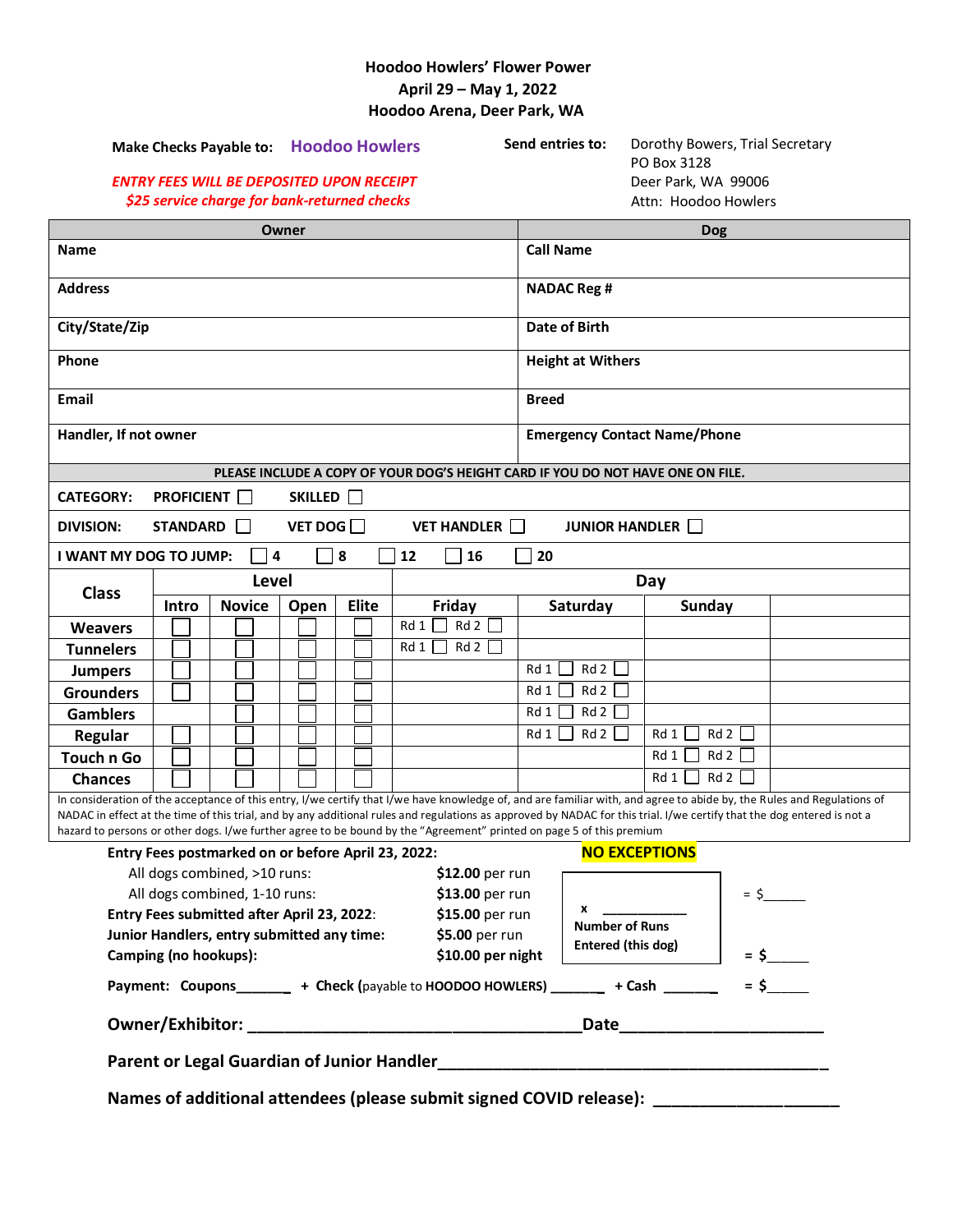**Hoodoo Howlers' Flower Power**
**April 29 – May 1, 2022**
**Hoodoo Arena, Deer Park, WA**

**Make Checks Payable to:** **Hoodoo Howlers**

***ENTRY FEES WILL BE DEPOSITED UPON RECEIPT***
***$25 service charge for bank-returned checks***

**Send entries to:** Dorothy Bowers, Trial Secretary
PO Box 3128
Deer Park, WA 99006
Attn: Hoodoo Howlers

| Owner | Dog |
|---|---|
| Name | Call Name |
| Address | NADAC Reg # |
| City/State/Zip | Date of Birth |
| Phone | Height at Withers |
| Email | Breed |
| Handler, If not owner | Emergency Contact Name/Phone |

**PLEASE INCLUDE A COPY OF YOUR DOG'S HEIGHT CARD IF YOU DO NOT HAVE ONE ON FILE.**

**CATEGORY:** PROFICIENT ☐ SKILLED ☐

**DIVISION:** STANDARD ☐ VET DOG ☐ VET HANDLER ☐ JUNIOR HANDLER ☐

**I WANT MY DOG TO JUMP:** ☐ 4 ☐ 8 ☐ 12 ☐ 16 ☐ 20

| Class | Level | | | | Day | | |
|---|---|---|---|---|---|---|---|
| | Intro | Novice | Open | Elite | Friday | Saturday | Sunday |
| Weavers | ☐ | ☐ | ☐ | ☐ | Rd 1 ☐ Rd 2 ☐ | | |
| Tunnelers | ☐ | ☐ | ☐ | ☐ | Rd 1 ☐ Rd 2 ☐ | | |
| Jumpers | ☐ | ☐ | ☐ | ☐ | | Rd 1 ☐ Rd 2 ☐ | |
| Grounders | ☐ | ☐ | ☐ | ☐ | | Rd 1 ☐ Rd 2 ☐ | |
| Gamblers | | ☐ | ☐ | ☐ | | Rd 1 ☐ Rd 2 ☐ | |
| Regular | ☐ | ☐ | ☐ | ☐ | | Rd 1 ☐ Rd 2 ☐ | Rd 1 ☐ Rd 2 ☐ |
| Touch n Go | ☐ | ☐ | ☐ | ☐ | | | Rd 1 ☐ Rd 2 ☐ |
| Chances | ☐ | ☐ | ☐ | ☐ | | | Rd 1 ☐ Rd 2 ☐ |

In consideration of the acceptance of this entry, I/we certify that I/we have knowledge of, and are familiar with, and agree to abide by, the Rules and Regulations of NADAC in effect at the time of this trial, and by any additional rules and regulations as approved by NADAC for this trial. I/we certify that the dog entered is not a hazard to persons or other dogs. I/we further agree to be bound by the "Agreement" printed on page 5 of this premium

**Entry Fees postmarked on or before April 23, 2022:** **NO EXCEPTIONS**

| | |
|---|---|
| All dogs combined, >10 runs: | **$12.00** per run |
| All dogs combined, 1-10 runs: | **$13.00** per run |
| **Entry Fees submitted after April 23, 2022:** | **$15.00** per run |
| **Junior Handlers, entry submitted any time:** | **$5.00** per run |
| **Camping (no hookups):** | **$10.00 per night** |

**x** ___________ **Number of Runs Entered (this dog)** = $______

= **$**______

**Payment: Coupons**______ + **Check** (payable to **HOODOO HOWLERS**) ______ + **Cash** ______ = **$**______

**Owner/Exhibitor:** ___________________________________ **Date**_____________________

**Parent or Legal Guardian of Junior Handler**__________________________________________

**Names of additional attendees (please submit signed COVID release):** ___________________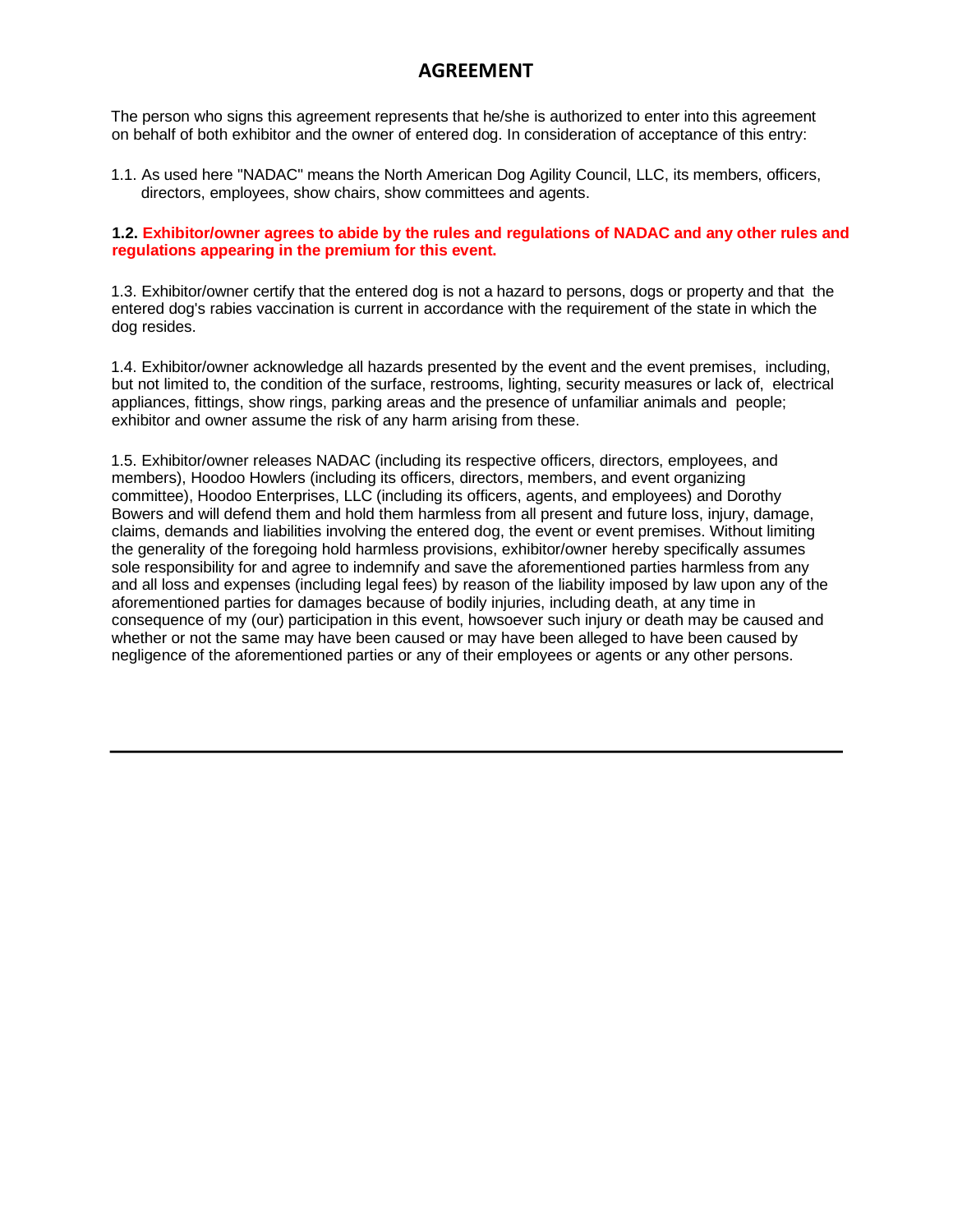# AGREEMENT

The person who signs this agreement represents that he/she is authorized to enter into this agreement on behalf of both exhibitor and the owner of entered dog. In consideration of acceptance of this entry:

1.1. As used here "NADAC" means the North American Dog Agility Council, LLC, its members, officers, directors, employees, show chairs, show committees and agents.

**1.2. Exhibitor/owner agrees to abide by the rules and regulations of NADAC and any other rules and regulations appearing in the premium for this event.**

1.3. Exhibitor/owner certify that the entered dog is not a hazard to persons, dogs or property and that the entered dog's rabies vaccination is current in accordance with the requirement of the state in which the dog resides.

1.4. Exhibitor/owner acknowledge all hazards presented by the event and the event premises, including, but not limited to, the condition of the surface, restrooms, lighting, security measures or lack of, electrical appliances, fittings, show rings, parking areas and the presence of unfamiliar animals and people; exhibitor and owner assume the risk of any harm arising from these.

1.5. Exhibitor/owner releases NADAC (including its respective officers, directors, employees, and members), Hoodoo Howlers (including its officers, directors, members, and event organizing committee), Hoodoo Enterprises, LLC (including its officers, agents, and employees) and Dorothy Bowers and will defend them and hold them harmless from all present and future loss, injury, damage, claims, demands and liabilities involving the entered dog, the event or event premises. Without limiting the generality of the foregoing hold harmless provisions, exhibitor/owner hereby specifically assumes sole responsibility for and agree to indemnify and save the aforementioned parties harmless from any and all loss and expenses (including legal fees) by reason of the liability imposed by law upon any of the aforementioned parties for damages because of bodily injuries, including death, at any time in consequence of my (our) participation in this event, howsoever such injury or death may be caused and whether or not the same may have been caused or may have been alleged to have been caused by negligence of the aforementioned parties or any of their employees or agents or any other persons.

---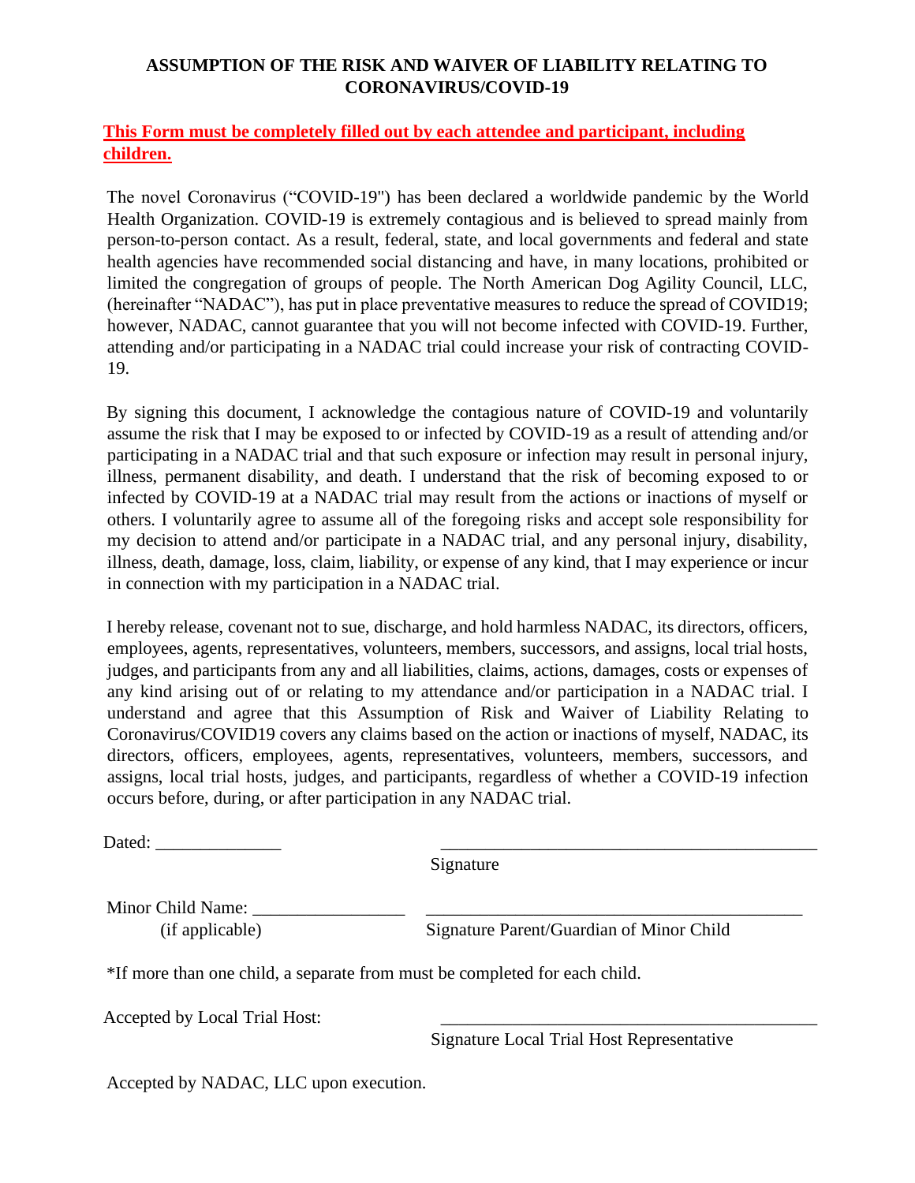# ASSUMPTION OF THE RISK AND WAIVER OF LIABILITY RELATING TO CORONAVIRUS/COVID-19

**This Form must be completely filled out by each attendee and participant, including children.**

The novel Coronavirus ("COVID-19") has been declared a worldwide pandemic by the World Health Organization. COVID-19 is extremely contagious and is believed to spread mainly from person-to-person contact. As a result, federal, state, and local governments and federal and state health agencies have recommended social distancing and have, in many locations, prohibited or limited the congregation of groups of people. The North American Dog Agility Council, LLC, (hereinafter "NADAC"), has put in place preventative measures to reduce the spread of COVID19; however, NADAC, cannot guarantee that you will not become infected with COVID-19. Further, attending and/or participating in a NADAC trial could increase your risk of contracting COVID-19.

By signing this document, I acknowledge the contagious nature of COVID-19 and voluntarily assume the risk that I may be exposed to or infected by COVID-19 as a result of attending and/or participating in a NADAC trial and that such exposure or infection may result in personal injury, illness, permanent disability, and death. I understand that the risk of becoming exposed to or infected by COVID-19 at a NADAC trial may result from the actions or inactions of myself or others. I voluntarily agree to assume all of the foregoing risks and accept sole responsibility for my decision to attend and/or participate in a NADAC trial, and any personal injury, disability, illness, death, damage, loss, claim, liability, or expense of any kind, that I may experience or incur in connection with my participation in a NADAC trial.

I hereby release, covenant not to sue, discharge, and hold harmless NADAC, its directors, officers, employees, agents, representatives, volunteers, members, successors, and assigns, local trial hosts, judges, and participants from any and all liabilities, claims, actions, damages, costs or expenses of any kind arising out of or relating to my attendance and/or participation in a NADAC trial. I understand and agree that this Assumption of Risk and Waiver of Liability Relating to Coronavirus/COVID19 covers any claims based on the action or inactions of myself, NADAC, its directors, officers, employees, agents, representatives, volunteers, members, successors, and assigns, local trial hosts, judges, and participants, regardless of whether a COVID-19 infection occurs before, during, or after participation in any NADAC trial.

Dated: ______________ ____________________________________________
Signature

Minor Child Name: ________________ ____________________________________________
(if applicable) Signature Parent/Guardian of Minor Child

*If more than one child, a separate from must be completed for each child.

Accepted by Local Trial Host: ____________________________________________
Signature Local Trial Host Representative

Accepted by NADAC, LLC upon execution.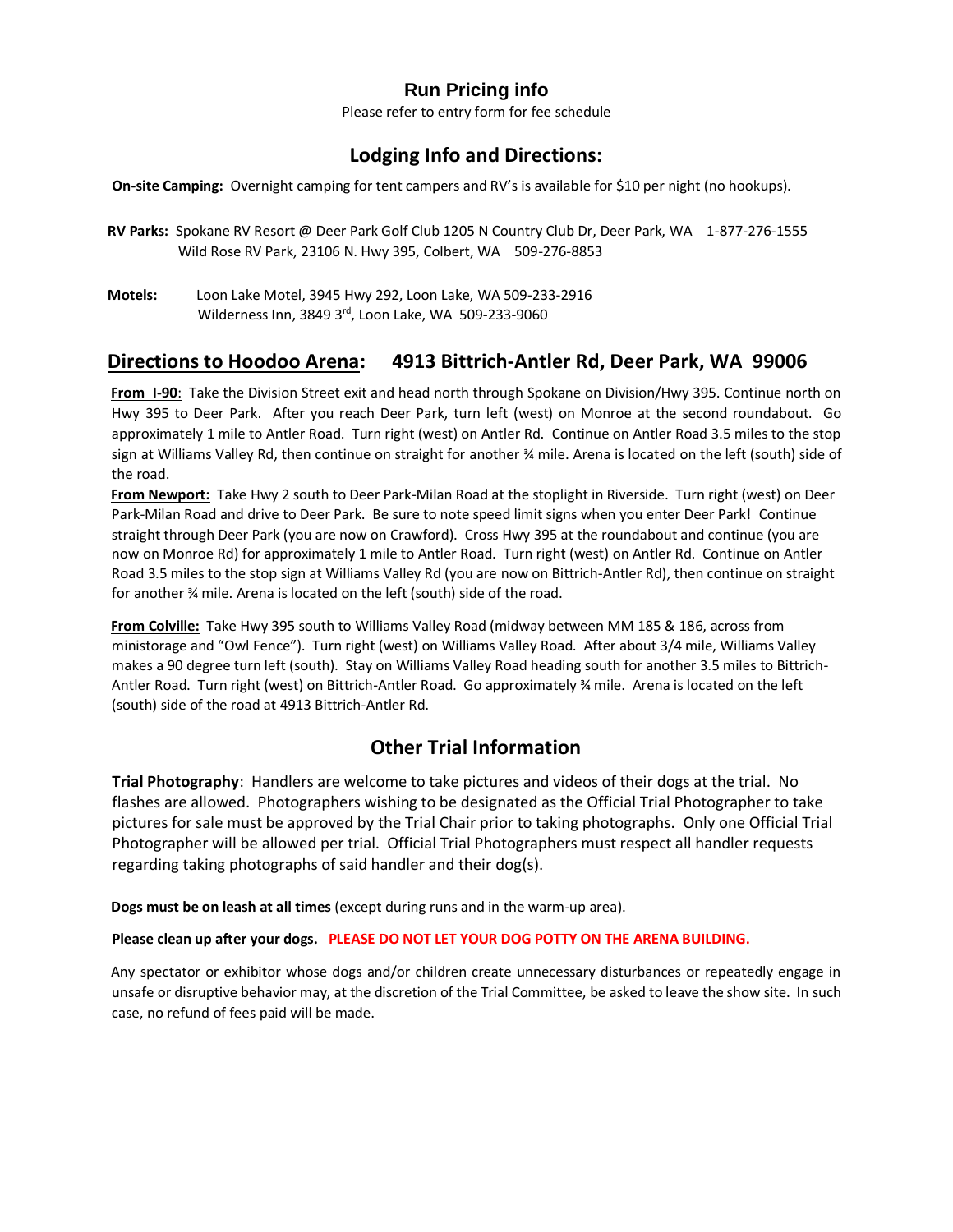## Run Pricing info

Please refer to entry form for fee schedule

## Lodging Info and Directions:

**On-site Camping:** Overnight camping for tent campers and RV's is available for $10 per night (no hookups).

**RV Parks:** Spokane RV Resort @ Deer Park Golf Club 1205 N Country Club Dr, Deer Park, WA 1-877-276-1555
Wild Rose RV Park, 23106 N. Hwy 395, Colbert, WA 509-276-8853

**Motels:** Loon Lake Motel, 3945 Hwy 292, Loon Lake, WA 509-233-2916
Wilderness Inn, 3849 3rd, Loon Lake, WA 509-233-9060

## Directions to Hoodoo Arena: 4913 Bittrich-Antler Rd, Deer Park, WA 99006

**From I-90**: Take the Division Street exit and head north through Spokane on Division/Hwy 395. Continue north on Hwy 395 to Deer Park. After you reach Deer Park, turn left (west) on Monroe at the second roundabout. Go approximately 1 mile to Antler Road. Turn right (west) on Antler Rd. Continue on Antler Road 3.5 miles to the stop sign at Williams Valley Rd, then continue on straight for another ¾ mile. Arena is located on the left (south) side of the road.

**From Newport:** Take Hwy 2 south to Deer Park-Milan Road at the stoplight in Riverside. Turn right (west) on Deer Park-Milan Road and drive to Deer Park. Be sure to note speed limit signs when you enter Deer Park! Continue straight through Deer Park (you are now on Crawford). Cross Hwy 395 at the roundabout and continue (you are now on Monroe Rd) for approximately 1 mile to Antler Road. Turn right (west) on Antler Rd. Continue on Antler Road 3.5 miles to the stop sign at Williams Valley Rd (you are now on Bittrich-Antler Rd), then continue on straight for another ¾ mile. Arena is located on the left (south) side of the road.

**From Colville:** Take Hwy 395 south to Williams Valley Road (midway between MM 185 & 186, across from ministorage and "Owl Fence"). Turn right (west) on Williams Valley Road. After about 3/4 mile, Williams Valley makes a 90 degree turn left (south). Stay on Williams Valley Road heading south for another 3.5 miles to Bittrich-Antler Road. Turn right (west) on Bittrich-Antler Road. Go approximately ¾ mile. Arena is located on the left (south) side of the road at 4913 Bittrich-Antler Rd.

## Other Trial Information

**Trial Photography**: Handlers are welcome to take pictures and videos of their dogs at the trial. No flashes are allowed. Photographers wishing to be designated as the Official Trial Photographer to take pictures for sale must be approved by the Trial Chair prior to taking photographs. Only one Official Trial Photographer will be allowed per trial. Official Trial Photographers must respect all handler requests regarding taking photographs of said handler and their dog(s).

**Dogs must be on leash at all times** (except during runs and in the warm-up area).

**Please clean up after your dogs. PLEASE DO NOT LET YOUR DOG POTTY ON THE ARENA BUILDING.**

Any spectator or exhibitor whose dogs and/or children create unnecessary disturbances or repeatedly engage in unsafe or disruptive behavior may, at the discretion of the Trial Committee, be asked to leave the show site. In such case, no refund of fees paid will be made.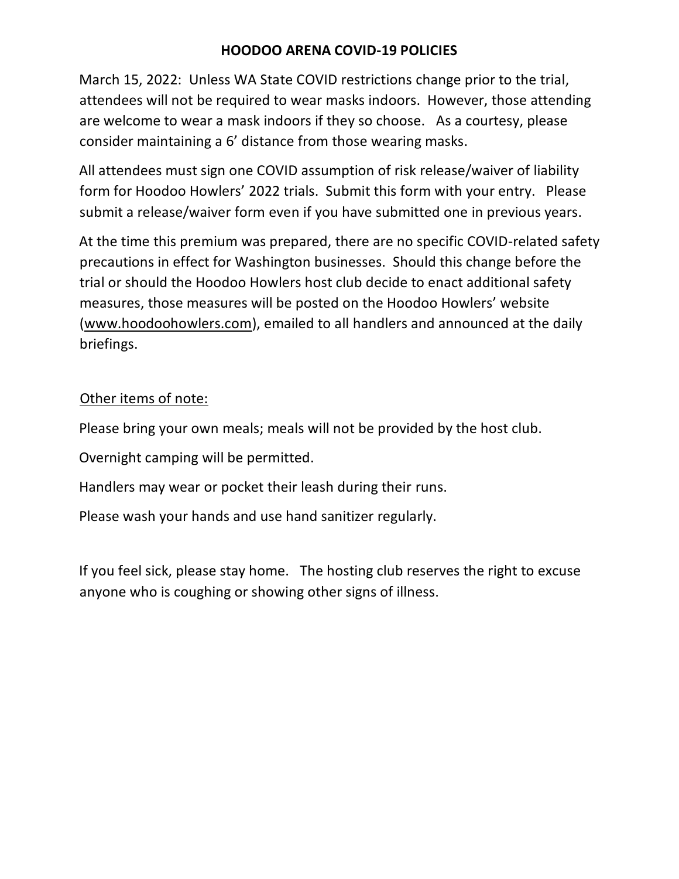# HOODOO ARENA COVID-19 POLICIES

March 15, 2022: Unless WA State COVID restrictions change prior to the trial, attendees will not be required to wear masks indoors. However, those attending are welcome to wear a mask indoors if they so choose. As a courtesy, please consider maintaining a 6' distance from those wearing masks.

All attendees must sign one COVID assumption of risk release/waiver of liability form for Hoodoo Howlers' 2022 trials. Submit this form with your entry. Please submit a release/waiver form even if you have submitted one in previous years.

At the time this premium was prepared, there are no specific COVID-related safety precautions in effect for Washington businesses. Should this change before the trial or should the Hoodoo Howlers host club decide to enact additional safety measures, those measures will be posted on the Hoodoo Howlers' website (www.hoodoohowlers.com), emailed to all handlers and announced at the daily briefings.

Other items of note:

Please bring your own meals; meals will not be provided by the host club.

Overnight camping will be permitted.

Handlers may wear or pocket their leash during their runs.

Please wash your hands and use hand sanitizer regularly.

If you feel sick, please stay home. The hosting club reserves the right to excuse anyone who is coughing or showing other signs of illness.